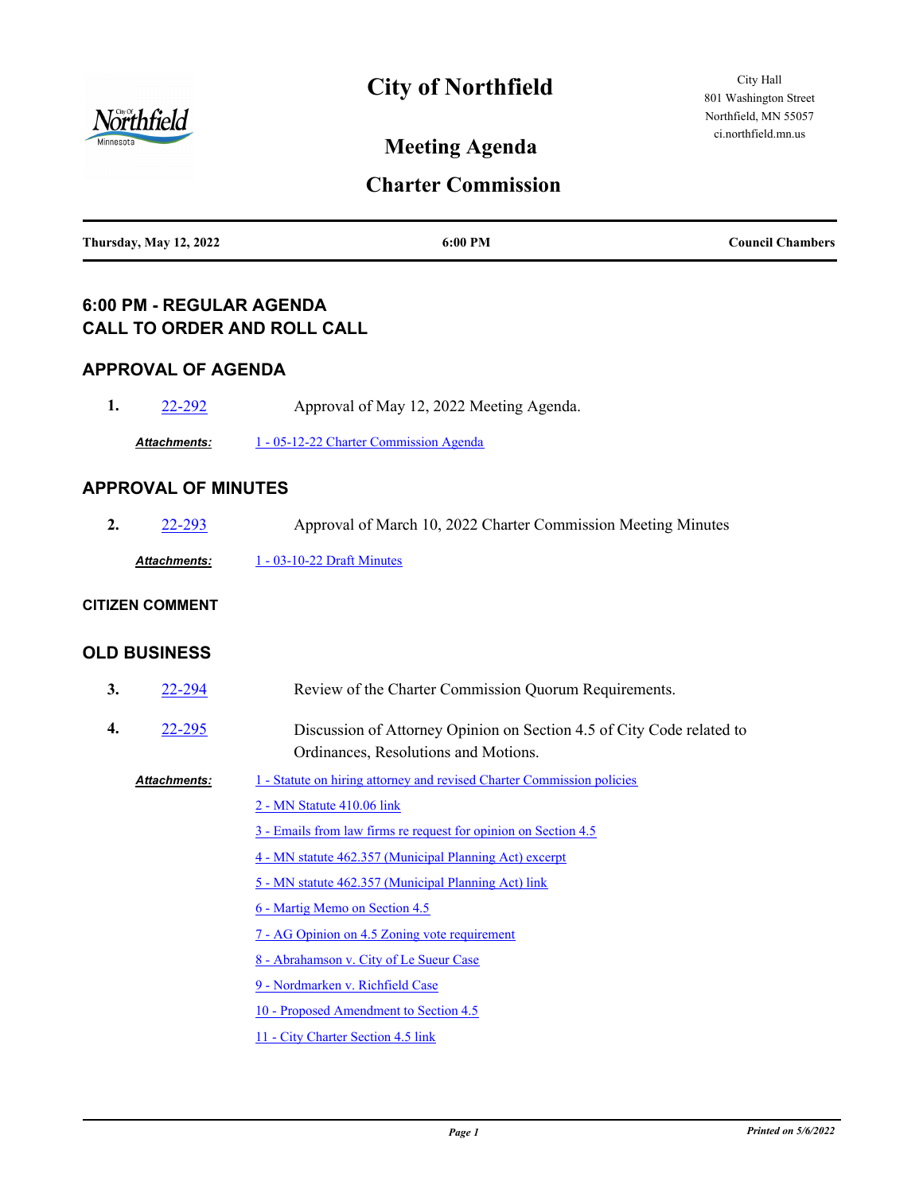# City of Northfield

City Hall
801 Washington Street
Northfield, MN 55057
ci.northfield.mn.us

## Meeting Agenda

## Charter Commission

**Thursday, May 12, 2022** | **6:00 PM** | **Council Chambers**

## 6:00 PM - REGULAR AGENDA
## CALL TO ORDER AND ROLL CALL

## APPROVAL OF AGENDA

**1.** 22-292 Approval of May 12, 2022 Meeting Agenda.

***Attachments:*** 1 - 05-12-22 Charter Commission Agenda

## APPROVAL OF MINUTES

**2.** 22-293 Approval of March 10, 2022 Charter Commission Meeting Minutes

***Attachments:*** 1 - 03-10-22 Draft Minutes

### CITIZEN COMMENT

## OLD BUSINESS

**3.** 22-294 Review of the Charter Commission Quorum Requirements.

**4.** 22-295 Discussion of Attorney Opinion on Section 4.5 of City Code related to Ordinances, Resolutions and Motions.

***Attachments:***
1 - Statute on hiring attorney and revised Charter Commission policies
2 - MN Statute 410.06 link
3 - Emails from law firms re request for opinion on Section 4.5
4 - MN statute 462.357 (Municipal Planning Act) excerpt
5 - MN statute 462.357 (Municipal Planning Act) link
6 - Martig Memo on Section 4.5
7 - AG Opinion on 4.5 Zoning vote requirement
8 - Abrahamson v. City of Le Sueur Case
9 - Nordmarken v. Richfield Case
10 - Proposed Amendment to Section 4.5
11 - City Charter Section 4.5 link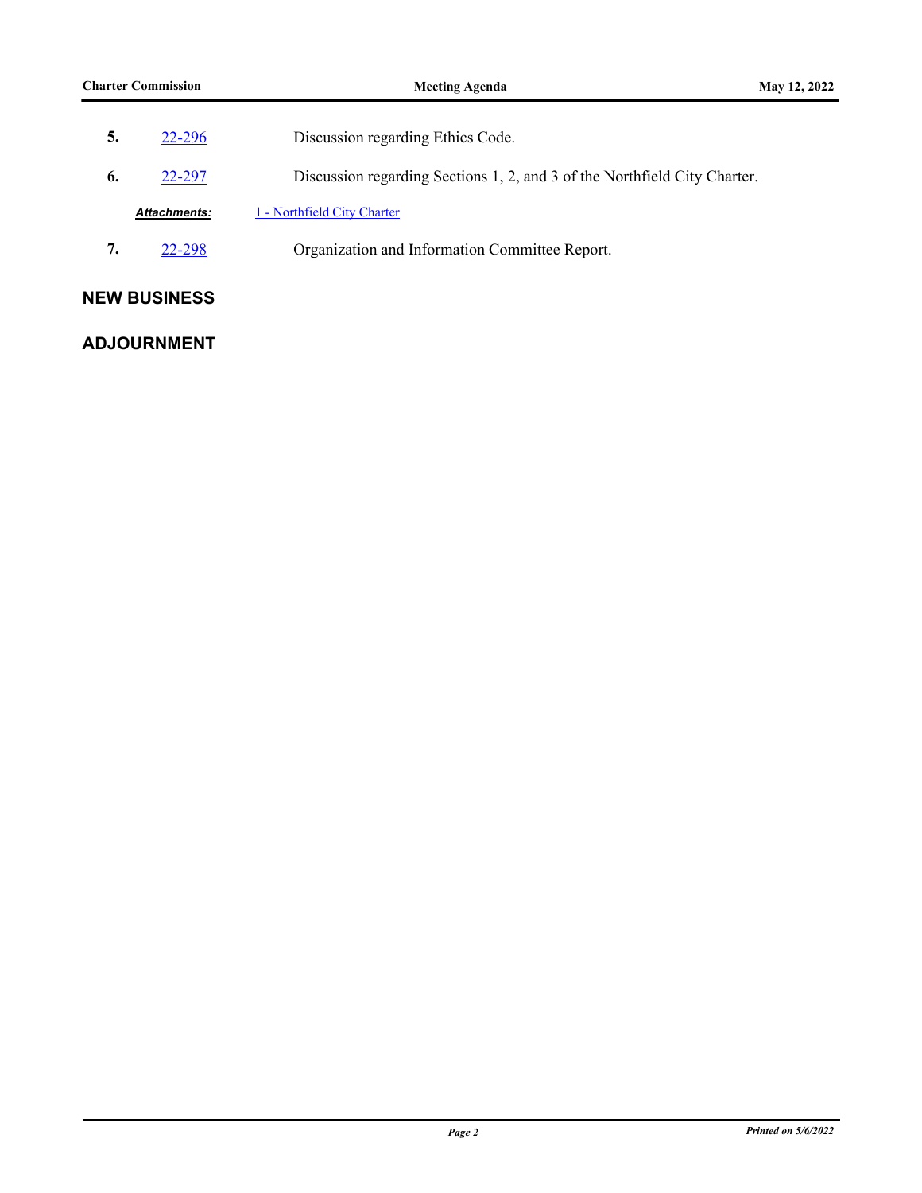**5.** 22-296 Discussion regarding Ethics Code.

**6.** 22-297 Discussion regarding Sections 1, 2, and 3 of the Northfield City Charter.

***Attachments:*** 1 - Northfield City Charter

**7.** 22-298 Organization and Information Committee Report.

## NEW BUSINESS

## ADJOURNMENT